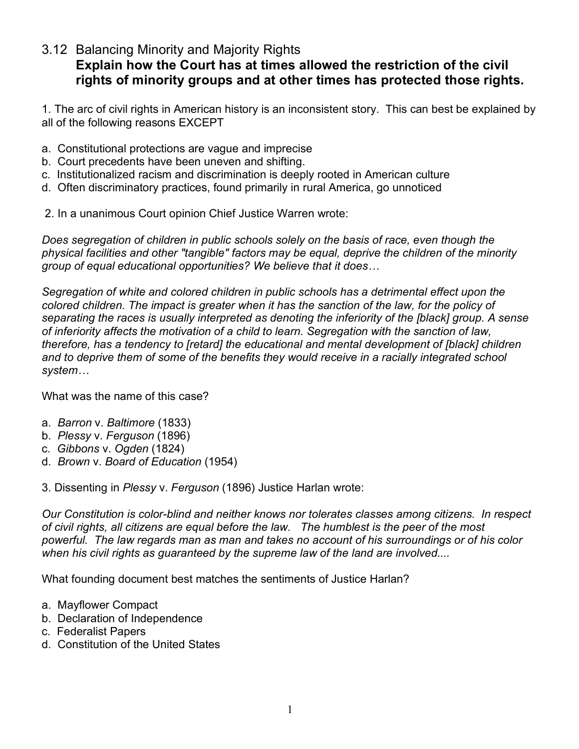## 3.12 Balancing Minority and Majority Rights

**Explain how the Court has at times allowed the restriction of the civil rights of minority groups and at other times has protected those rights.**

1. The arc of civil rights in American history is an inconsistent story. This can best be explained by all of the following reasons EXCEPT

a. Constitutional protections are vague and imprecise
b. Court precedents have been uneven and shifting.
c. Institutionalized racism and discrimination is deeply rooted in American culture
d. Often discriminatory practices, found primarily in rural America, go unnoticed

2. In a unanimous Court opinion Chief Justice Warren wrote:

*Does segregation of children in public schools solely on the basis of race, even though the physical facilities and other "tangible" factors may be equal, deprive the children of the minority group of equal educational opportunities? We believe that it does…*

*Segregation of white and colored children in public schools has a detrimental effect upon the colored children. The impact is greater when it has the sanction of the law, for the policy of separating the races is usually interpreted as denoting the inferiority of the [black] group. A sense of inferiority affects the motivation of a child to learn. Segregation with the sanction of law, therefore, has a tendency to [retard] the educational and mental development of [black] children and to deprive them of some of the benefits they would receive in a racially integrated school system…*

What was the name of this case?

a. *Barron* v. *Baltimore* (1833)
b. *Plessy* v. *Ferguson* (1896)
c. *Gibbons* v. *Ogden* (1824)
d. *Brown* v. *Board of Education* (1954)

3. Dissenting in *Plessy* v. *Ferguson* (1896) Justice Harlan wrote:

*Our Constitution is color-blind and neither knows nor tolerates classes among citizens. In respect of civil rights, all citizens are equal before the law. The humblest is the peer of the most powerful. The law regards man as man and takes no account of his surroundings or of his color when his civil rights as guaranteed by the supreme law of the land are involved....*

What founding document best matches the sentiments of Justice Harlan?

a. Mayflower Compact
b. Declaration of Independence
c. Federalist Papers
d. Constitution of the United States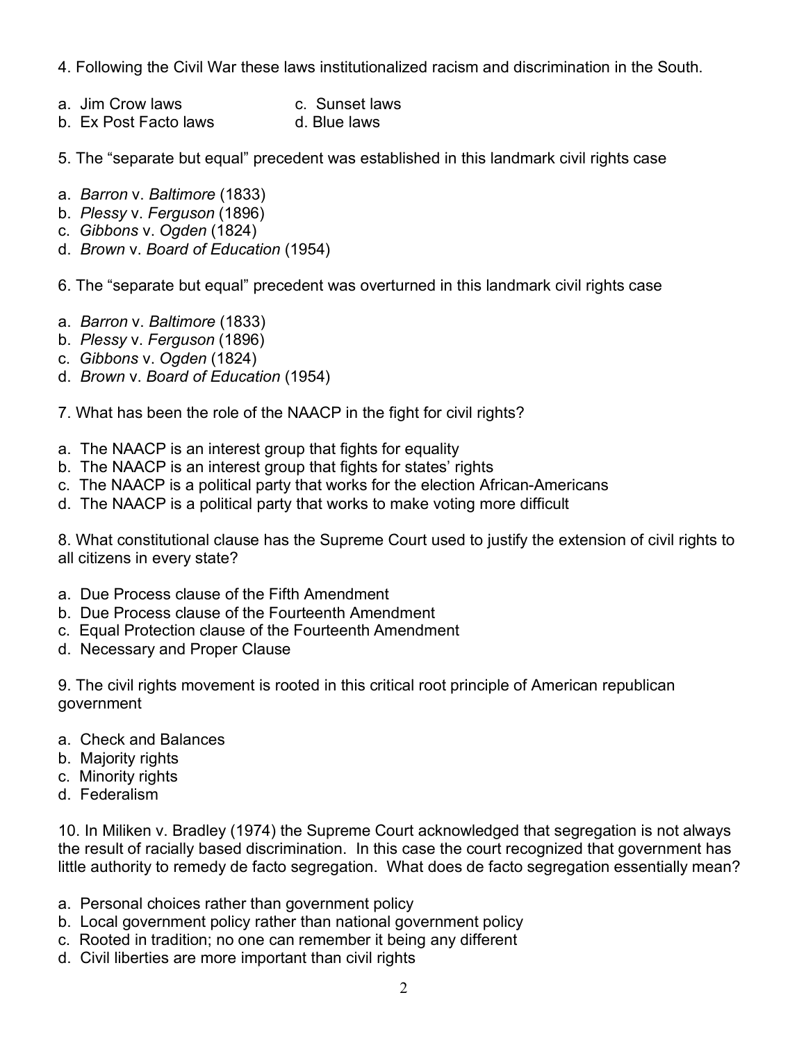4. Following the Civil War these laws institutionalized racism and discrimination in the South.

a. Jim Crow laws
b. Ex Post Facto laws
c. Sunset laws
d. Blue laws

5. The "separate but equal" precedent was established in this landmark civil rights case

a. *Barron* v. *Baltimore* (1833)
b. *Plessy* v. *Ferguson* (1896)
c. *Gibbons* v. *Ogden* (1824)
d. *Brown* v. *Board of Education* (1954)

6. The "separate but equal" precedent was overturned in this landmark civil rights case

a. *Barron* v. *Baltimore* (1833)
b. *Plessy* v. *Ferguson* (1896)
c. *Gibbons* v. *Ogden* (1824)
d. *Brown* v. *Board of Education* (1954)

7. What has been the role of the NAACP in the fight for civil rights?

a. The NAACP is an interest group that fights for equality
b. The NAACP is an interest group that fights for states' rights
c. The NAACP is a political party that works for the election African-Americans
d. The NAACP is a political party that works to make voting more difficult

8. What constitutional clause has the Supreme Court used to justify the extension of civil rights to all citizens in every state?

a. Due Process clause of the Fifth Amendment
b. Due Process clause of the Fourteenth Amendment
c. Equal Protection clause of the Fourteenth Amendment
d. Necessary and Proper Clause

9. The civil rights movement is rooted in this critical root principle of American republican government

a. Check and Balances
b. Majority rights
c. Minority rights
d. Federalism

10. In Miliken v. Bradley (1974) the Supreme Court acknowledged that segregation is not always the result of racially based discrimination. In this case the court recognized that government has little authority to remedy de facto segregation. What does de facto segregation essentially mean?

a. Personal choices rather than government policy
b. Local government policy rather than national government policy
c. Rooted in tradition; no one can remember it being any different
d. Civil liberties are more important than civil rights